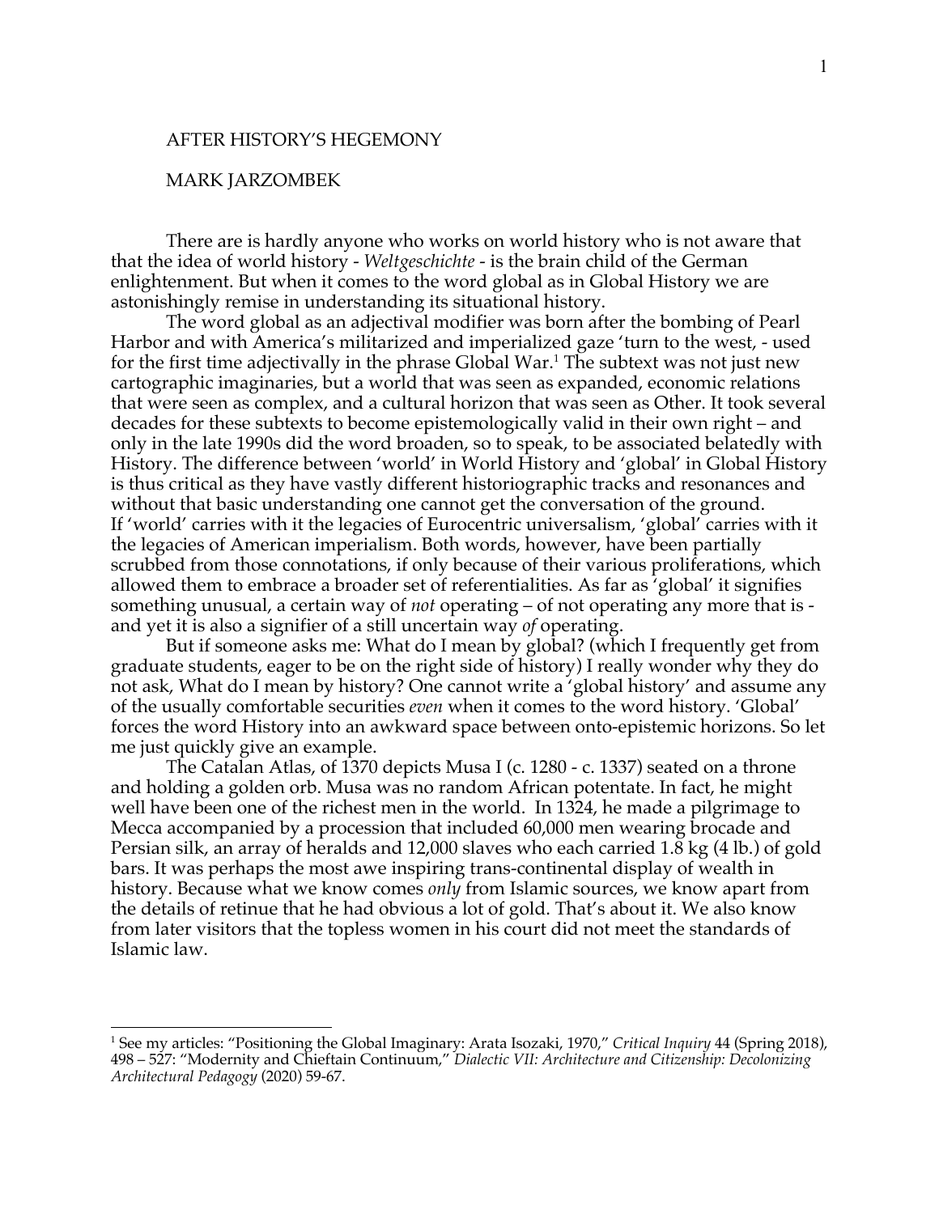# AFTER HISTORY'S HEGEMONY

## MARK JARZOMBEK

There are is hardly anyone who works on world history who is not aware that that the idea of world history - *Weltgeschichte* - is the brain child of the German enlightenment. But when it comes to the word global as in Global History we are astonishingly remise in understanding its situational history.

The word global as an adjectival modifier was born after the bombing of Pearl Harbor and with America's militarized and imperialized gaze 'turn to the west, - used for the first time adjectivally in the phrase Global War.[1] The subtext was not just new cartographic imaginaries, but a world that was seen as expanded, economic relations that were seen as complex, and a cultural horizon that was seen as Other. It took several decades for these subtexts to become epistemologically valid in their own right – and only in the late 1990s did the word broaden, so to speak, to be associated belatedly with History. The difference between 'world' in World History and 'global' in Global History is thus critical as they have vastly different historiographic tracks and resonances and without that basic understanding one cannot get the conversation of the ground. If 'world' carries with it the legacies of Eurocentric universalism, 'global' carries with it the legacies of American imperialism. Both words, however, have been partially scrubbed from those connotations, if only because of their various proliferations, which allowed them to embrace a broader set of referentialities. As far as 'global' it signifies something unusual, a certain way of *not* operating – of not operating any more that is - and yet it is also a signifier of a still uncertain way *of* operating.

But if someone asks me: What do I mean by global? (which I frequently get from graduate students, eager to be on the right side of history) I really wonder why they do not ask, What do I mean by history? One cannot write a 'global history' and assume any of the usually comfortable securities *even* when it comes to the word history. 'Global' forces the word History into an awkward space between onto-epistemic horizons. So let me just quickly give an example.

The Catalan Atlas, of 1370 depicts Musa I (c. 1280 - c. 1337) seated on a throne and holding a golden orb. Musa was no random African potentate. In fact, he might well have been one of the richest men in the world. In 1324, he made a pilgrimage to Mecca accompanied by a procession that included 60,000 men wearing brocade and Persian silk, an array of heralds and 12,000 slaves who each carried 1.8 kg (4 lb.) of gold bars. It was perhaps the most awe inspiring trans-continental display of wealth in history. Because what we know comes *only* from Islamic sources, we know apart from the details of retinue that he had obvious a lot of gold. That's about it. We also know from later visitors that the topless women in his court did not meet the standards of Islamic law.

---

[1] See my articles: "Positioning the Global Imaginary: Arata Isozaki, 1970," *Critical Inquiry* 44 (Spring 2018), 498 – 527: "Modernity and Chieftain Continuum," *Dialectic VII: Architecture and Citizenship: Decolonizing Architectural Pedagogy* (2020) 59-67.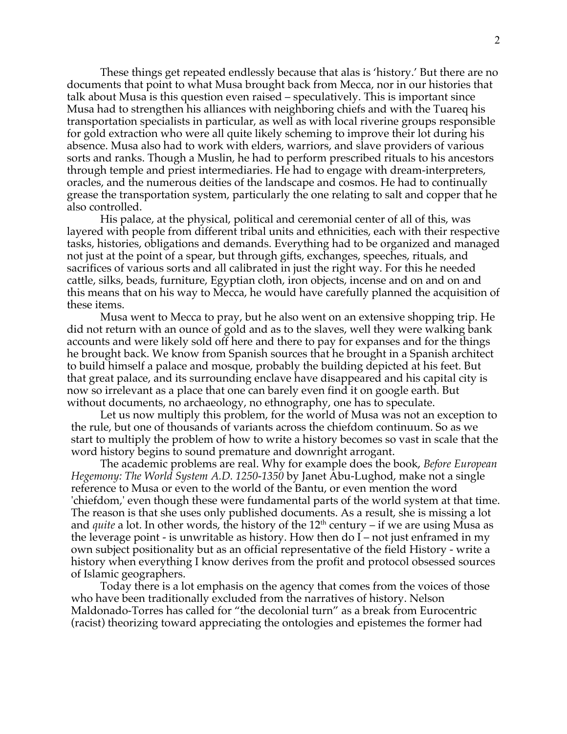These things get repeated endlessly because that alas is 'history.' But there are no documents that point to what Musa brought back from Mecca, nor in our histories that talk about Musa is this question even raised – speculatively. This is important since Musa had to strengthen his alliances with neighboring chiefs and with the Tuareq his transportation specialists in particular, as well as with local riverine groups responsible for gold extraction who were all quite likely scheming to improve their lot during his absence. Musa also had to work with elders, warriors, and slave providers of various sorts and ranks. Though a Muslin, he had to perform prescribed rituals to his ancestors through temple and priest intermediaries. He had to engage with dream-interpreters, oracles, and the numerous deities of the landscape and cosmos. He had to continually grease the transportation system, particularly the one relating to salt and copper that he also controlled.

His palace, at the physical, political and ceremonial center of all of this, was layered with people from different tribal units and ethnicities, each with their respective tasks, histories, obligations and demands. Everything had to be organized and managed not just at the point of a spear, but through gifts, exchanges, speeches, rituals, and sacrifices of various sorts and all calibrated in just the right way. For this he needed cattle, silks, beads, furniture, Egyptian cloth, iron objects, incense and on and on and this means that on his way to Mecca, he would have carefully planned the acquisition of these items.

Musa went to Mecca to pray, but he also went on an extensive shopping trip. He did not return with an ounce of gold and as to the slaves, well they were walking bank accounts and were likely sold off here and there to pay for expanses and for the things he brought back. We know from Spanish sources that he brought in a Spanish architect to build himself a palace and mosque, probably the building depicted at his feet. But that great palace, and its surrounding enclave have disappeared and his capital city is now so irrelevant as a place that one can barely even find it on google earth. But without documents, no archaeology, no ethnography, one has to speculate.

Let us now multiply this problem, for the world of Musa was not an exception to the rule, but one of thousands of variants across the chiefdom continuum. So as we start to multiply the problem of how to write a history becomes so vast in scale that the word history begins to sound premature and downright arrogant.

The academic problems are real. Why for example does the book, *Before European Hegemony: The World System A.D. 1250-1350* by Janet Abu-Lughod, make not a single reference to Musa or even to the world of the Bantu, or even mention the word 'chiefdom,' even though these were fundamental parts of the world system at that time. The reason is that she uses only published documents. As a result, she is missing a lot and *quite* a lot. In other words, the history of the 12th century – if we are using Musa as the leverage point - is unwritable as history. How then do I – not just enframed in my own subject positionality but as an official representative of the field History - write a history when everything I know derives from the profit and protocol obsessed sources of Islamic geographers.

Today there is a lot emphasis on the agency that comes from the voices of those who have been traditionally excluded from the narratives of history. Nelson Maldonado-Torres has called for "the decolonial turn" as a break from Eurocentric (racist) theorizing toward appreciating the ontologies and epistemes the former had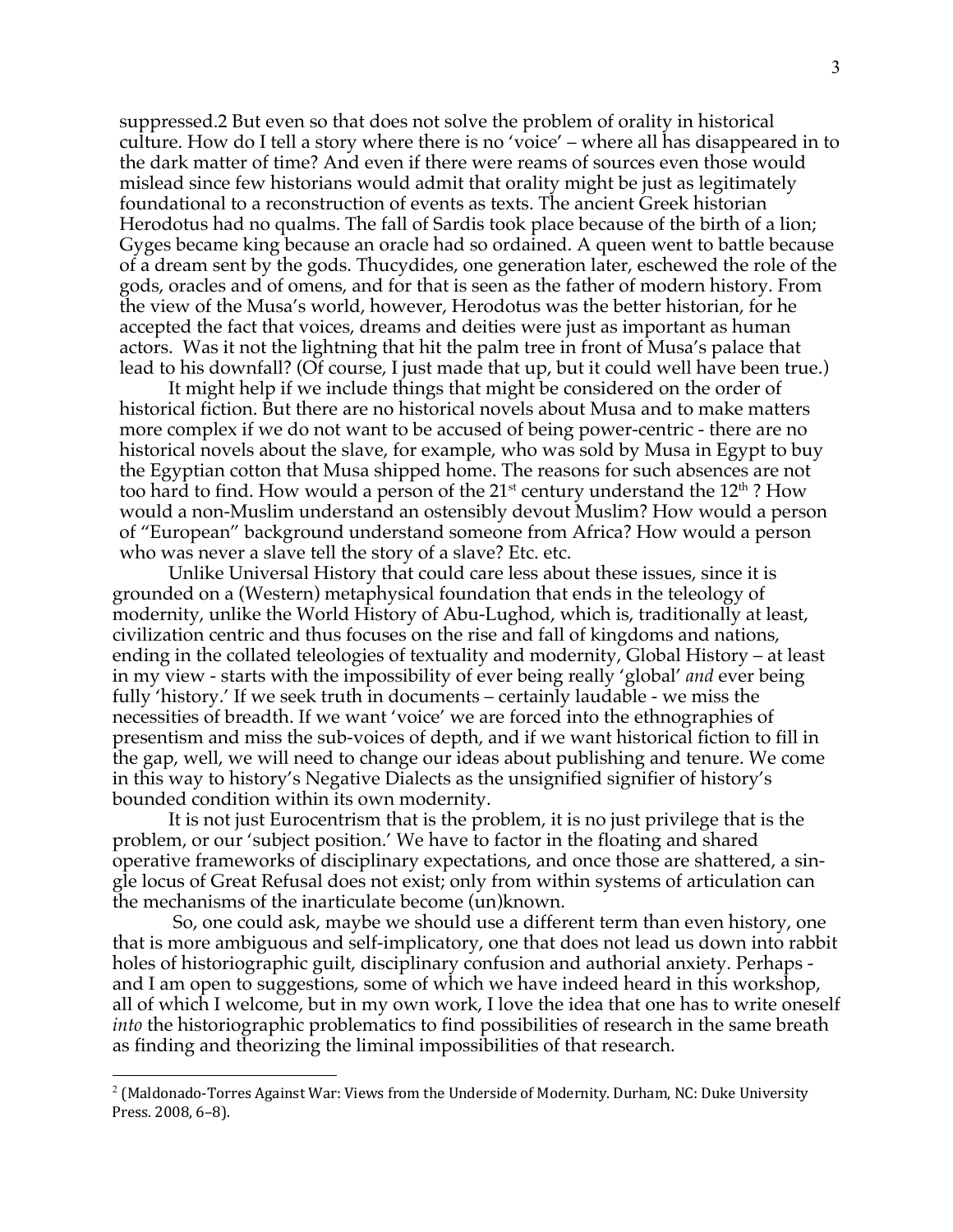suppressed.[2] But even so that does not solve the problem of orality in historical culture. How do I tell a story where there is no 'voice' – where all has disappeared in to the dark matter of time? And even if there were reams of sources even those would mislead since few historians would admit that orality might be just as legitimately foundational to a reconstruction of events as texts. The ancient Greek historian Herodotus had no qualms. The fall of Sardis took place because of the birth of a lion; Gyges became king because an oracle had so ordained. A queen went to battle because of a dream sent by the gods. Thucydides, one generation later, eschewed the role of the gods, oracles and of omens, and for that is seen as the father of modern history. From the view of the Musa's world, however, Herodotus was the better historian, for he accepted the fact that voices, dreams and deities were just as important as human actors. Was it not the lightning that hit the palm tree in front of Musa's palace that lead to his downfall? (Of course, I just made that up, but it could well have been true.)

It might help if we include things that might be considered on the order of historical fiction. But there are no historical novels about Musa and to make matters more complex if we do not want to be accused of being power-centric - there are no historical novels about the slave, for example, who was sold by Musa in Egypt to buy the Egyptian cotton that Musa shipped home. The reasons for such absences are not too hard to find. How would a person of the 21st century understand the 12th ? How would a non-Muslim understand an ostensibly devout Muslim? How would a person of "European" background understand someone from Africa? How would a person who was never a slave tell the story of a slave? Etc. etc.

Unlike Universal History that could care less about these issues, since it is grounded on a (Western) metaphysical foundation that ends in the teleology of modernity, unlike the World History of Abu-Lughod, which is, traditionally at least, civilization centric and thus focuses on the rise and fall of kingdoms and nations, ending in the collated teleologies of textuality and modernity, Global History – at least in my view - starts with the impossibility of ever being really 'global' *and* ever being fully 'history.' If we seek truth in documents – certainly laudable - we miss the necessities of breadth. If we want 'voice' we are forced into the ethnographies of presentism and miss the sub-voices of depth, and if we want historical fiction to fill in the gap, well, we will need to change our ideas about publishing and tenure. We come in this way to history's Negative Dialects as the unsignified signifier of history's bounded condition within its own modernity.

It is not just Eurocentrism that is the problem, it is no just privilege that is the problem, or our 'subject position.' We have to factor in the floating and shared operative frameworks of disciplinary expectations, and once those are shattered, a single locus of Great Refusal does not exist; only from within systems of articulation can the mechanisms of the inarticulate become (un)known.

So, one could ask, maybe we should use a different term than even history, one that is more ambiguous and self-implicatory, one that does not lead us down into rabbit holes of historiographic guilt, disciplinary confusion and authorial anxiety. Perhaps - and I am open to suggestions, some of which we have indeed heard in this workshop, all of which I welcome, but in my own work, I love the idea that one has to write oneself *into* the historiographic problematics to find possibilities of research in the same breath as finding and theorizing the liminal impossibilities of that research.

---

[2] (Maldonado-Torres Against War: Views from the Underside of Modernity. Durham, NC: Duke University Press. 2008, 6–8).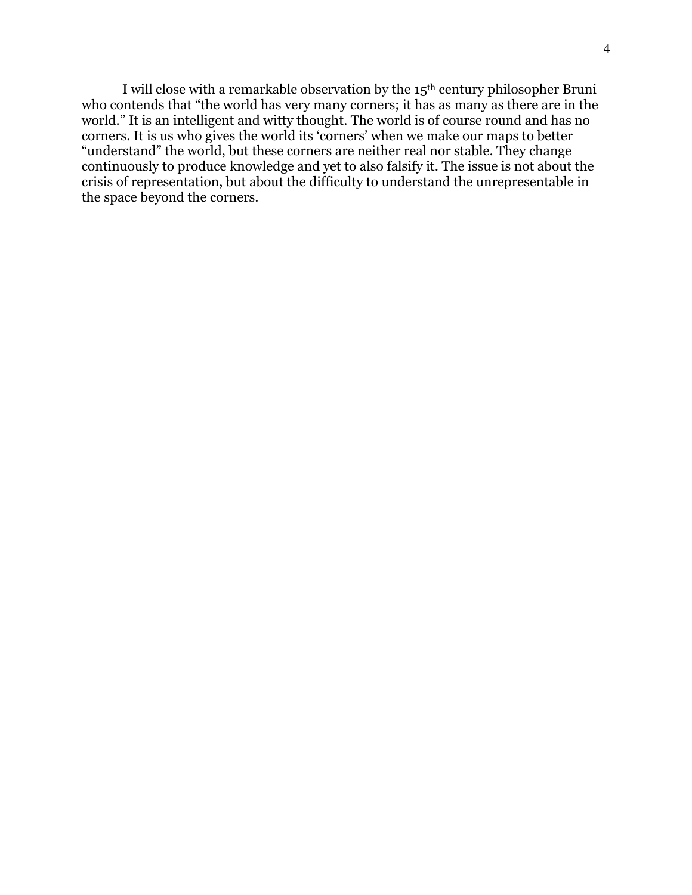I will close with a remarkable observation by the 15th century philosopher Bruni who contends that "the world has very many corners; it has as many as there are in the world." It is an intelligent and witty thought. The world is of course round and has no corners. It is us who gives the world its 'corners' when we make our maps to better "understand" the world, but these corners are neither real nor stable. They change continuously to produce knowledge and yet to also falsify it. The issue is not about the crisis of representation, but about the difficulty to understand the unrepresentable in the space beyond the corners.